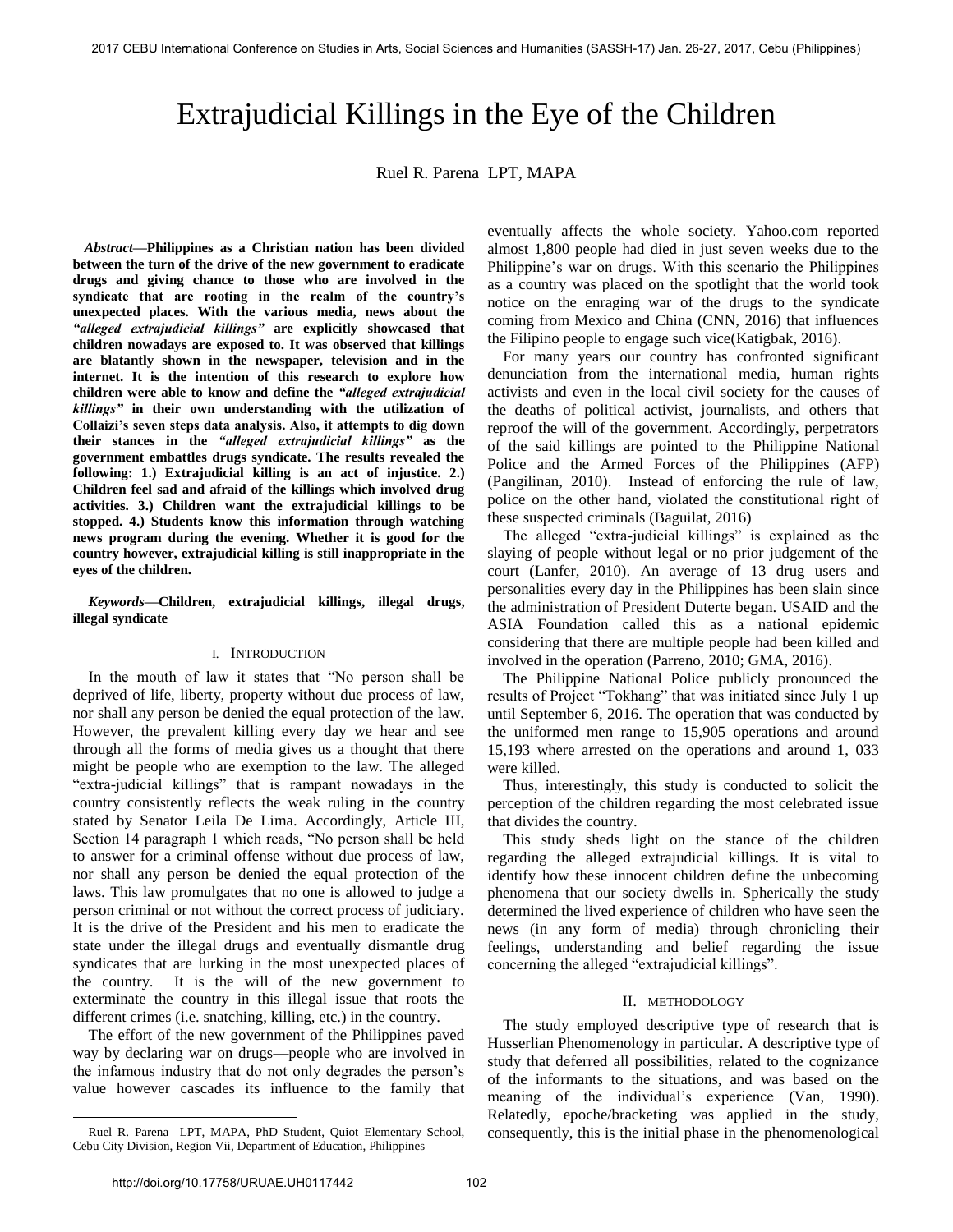# Extrajudicial Killings in the Eye of the Children

Ruel R. Parena LPT, MAPA

***Abstract*—Philippines as a Christian nation has been divided between the turn of the drive of the new government to eradicate drugs and giving chance to those who are involved in the syndicate that are rooting in the realm of the country's unexpected places. With the various media, news about the *"alleged extrajudicial killings"* are explicitly showcased that children nowadays are exposed to. It was observed that killings are blatantly shown in the newspaper, television and in the internet. It is the intention of this research to explore how children were able to know and define the *"alleged extrajudicial killings"* in their own understanding with the utilization of Collaizi's seven steps data analysis. Also, it attempts to dig down their stances in the *"alleged extrajudicial killings"* as the government embattles drugs syndicate. The results revealed the following: 1.) Extrajudicial killing is an act of injustice. 2.) Children feel sad and afraid of the killings which involved drug activities. 3.) Children want the extrajudicial killings to be stopped. 4.) Students know this information through watching news program during the evening. Whether it is good for the country however, extrajudicial killing is still inappropriate in the eyes of the children.**

***Keywords*—Children, extrajudicial killings, illegal drugs, illegal syndicate**

## I. Introduction

In the mouth of law it states that "No person shall be deprived of life, liberty, property without due process of law, nor shall any person be denied the equal protection of the law. However, the prevalent killing every day we hear and see through all the forms of media gives us a thought that there might be people who are exemption to the law. The alleged "extra-judicial killings" that is rampant nowadays in the country consistently reflects the weak ruling in the country stated by Senator Leila De Lima. Accordingly, Article III, Section 14 paragraph 1 which reads, "No person shall be held to answer for a criminal offense without due process of law, nor shall any person be denied the equal protection of the laws. This law promulgates that no one is allowed to judge a person criminal or not without the correct process of judiciary. It is the drive of the President and his men to eradicate the state under the illegal drugs and eventually dismantle drug syndicates that are lurking in the most unexpected places of the country. It is the will of the new government to exterminate the country in this illegal issue that roots the different crimes (i.e. snatching, killing, etc.) in the country.

The effort of the new government of the Philippines paved way by declaring war on drugs—people who are involved in the infamous industry that do not only degrades the person's value however cascades its influence to the family that eventually affects the whole society. Yahoo.com reported almost 1,800 people had died in just seven weeks due to the Philippine's war on drugs. With this scenario the Philippines as a country was placed on the spotlight that the world took notice on the enraging war of the drugs to the syndicate coming from Mexico and China (CNN, 2016) that influences the Filipino people to engage such vice(Katigbak, 2016).

For many years our country has confronted significant denunciation from the international media, human rights activists and even in the local civil society for the causes of the deaths of political activist, journalists, and others that reproof the will of the government. Accordingly, perpetrators of the said killings are pointed to the Philippine National Police and the Armed Forces of the Philippines (AFP) (Pangilinan, 2010). Instead of enforcing the rule of law, police on the other hand, violated the constitutional right of these suspected criminals (Baguilat, 2016)

The alleged "extra-judicial killings" is explained as the slaying of people without legal or no prior judgement of the court (Lanfer, 2010). An average of 13 drug users and personalities every day in the Philippines has been slain since the administration of President Duterte began. USAID and the ASIA Foundation called this as a national epidemic considering that there are multiple people had been killed and involved in the operation (Parreno, 2010; GMA, 2016).

The Philippine National Police publicly pronounced the results of Project "Tokhang" that was initiated since July 1 up until September 6, 2016. The operation that was conducted by the uniformed men range to 15,905 operations and around 15,193 where arrested on the operations and around 1, 033 were killed.

Thus, interestingly, this study is conducted to solicit the perception of the children regarding the most celebrated issue that divides the country.

This study sheds light on the stance of the children regarding the alleged extrajudicial killings. It is vital to identify how these innocent children define the unbecoming phenomena that our society dwells in. Spherically the study determined the lived experience of children who have seen the news (in any form of media) through chronicling their feelings, understanding and belief regarding the issue concerning the alleged "extrajudicial killings".

## II. Methodology

The study employed descriptive type of research that is Husserlian Phenomenology in particular. A descriptive type of study that deferred all possibilities, related to the cognizance of the informants to the situations, and was based on the meaning of the individual's experience (Van, 1990). Relatedly, epoche/bracketing was applied in the study, consequently, this is the initial phase in the phenomenological

---

Ruel R. Parena LPT, MAPA, PhD Student, Quiot Elementary School, Cebu City Division, Region Vii, Department of Education, Philippines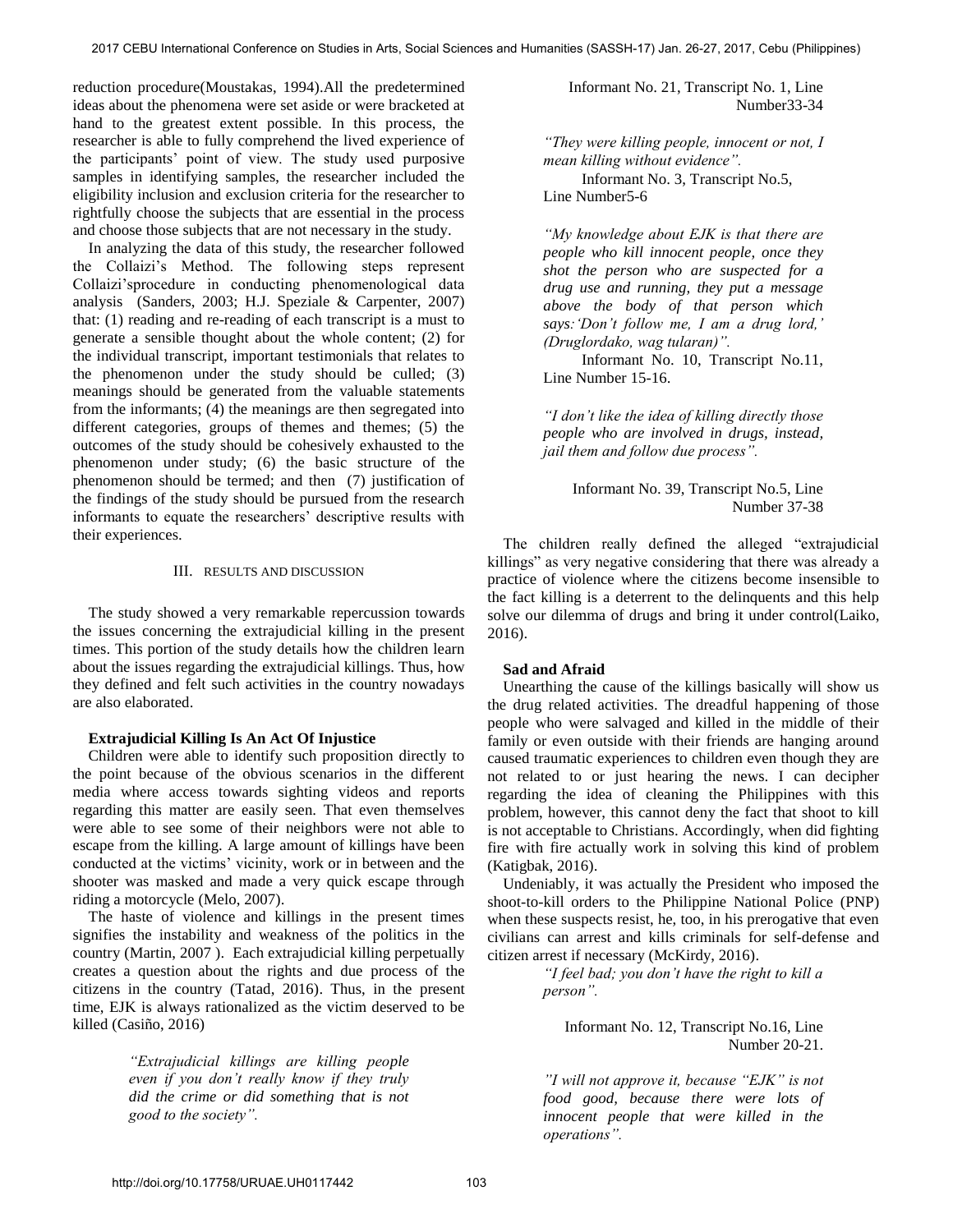reduction procedure(Moustakas, 1994).All the predetermined ideas about the phenomena were set aside or were bracketed at hand to the greatest extent possible. In this process, the researcher is able to fully comprehend the lived experience of the participants' point of view. The study used purposive samples in identifying samples, the researcher included the eligibility inclusion and exclusion criteria for the researcher to rightfully choose the subjects that are essential in the process and choose those subjects that are not necessary in the study.

In analyzing the data of this study, the researcher followed the Collaizi's Method. The following steps represent Collaizi'sprocedure in conducting phenomenological data analysis (Sanders, 2003; H.J. Speziale & Carpenter, 2007) that: (1) reading and re-reading of each transcript is a must to generate a sensible thought about the whole content; (2) for the individual transcript, important testimonials that relates to the phenomenon under the study should be culled; (3) meanings should be generated from the valuable statements from the informants; (4) the meanings are then segregated into different categories, groups of themes and themes; (5) the outcomes of the study should be cohesively exhausted to the phenomenon under study; (6) the basic structure of the phenomenon should be termed; and then (7) justification of the findings of the study should be pursued from the research informants to equate the researchers' descriptive results with their experiences.

## III. RESULTS AND DISCUSSION

The study showed a very remarkable repercussion towards the issues concerning the extrajudicial killing in the present times. This portion of the study details how the children learn about the issues regarding the extrajudicial killings. Thus, how they defined and felt such activities in the country nowadays are also elaborated.

### Extrajudicial Killing Is An Act Of Injustice

Children were able to identify such proposition directly to the point because of the obvious scenarios in the different media where access towards sighting videos and reports regarding this matter are easily seen. That even themselves were able to see some of their neighbors were not able to escape from the killing. A large amount of killings have been conducted at the victims' vicinity, work or in between and the shooter was masked and made a very quick escape through riding a motorcycle (Melo, 2007).

The haste of violence and killings in the present times signifies the instability and weakness of the politics in the country (Martin, 2007 ). Each extrajudicial killing perpetually creates a question about the rights and due process of the citizens in the country (Tatad, 2016). Thus, in the present time, EJK is always rationalized as the victim deserved to be killed (Casiño, 2016)

> *"Extrajudicial killings are killing people even if you don't really know if they truly did the crime or did something that is not good to the society".*
>
> Informant No. 21, Transcript No. 1, Line Number33-34

> *"They were killing people, innocent or not, I mean killing without evidence".*
>
> Informant No. 3, Transcript No.5, Line Number5-6

> *"My knowledge about EJK is that there are people who kill innocent people, once they shot the person who are suspected for a drug use and running, they put a message above the body of that person which says:'Don't follow me, I am a drug lord,' (Druglordako, wag tularan)".*
>
> Informant No. 10, Transcript No.11, Line Number 15-16.

> *"I don't like the idea of killing directly those people who are involved in drugs, instead, jail them and follow due process".*
>
> Informant No. 39, Transcript No.5, Line Number 37-38

The children really defined the alleged "extrajudicial killings" as very negative considering that there was already a practice of violence where the citizens become insensible to the fact killing is a deterrent to the delinquents and this help solve our dilemma of drugs and bring it under control(Laiko, 2016).

### Sad and Afraid

Unearthing the cause of the killings basically will show us the drug related activities. The dreadful happening of those people who were salvaged and killed in the middle of their family or even outside with their friends are hanging around caused traumatic experiences to children even though they are not related to or just hearing the news. I can decipher regarding the idea of cleaning the Philippines with this problem, however, this cannot deny the fact that shoot to kill is not acceptable to Christians. Accordingly, when did fighting fire with fire actually work in solving this kind of problem (Katigbak, 2016).

Undeniably, it was actually the President who imposed the shoot-to-kill orders to the Philippine National Police (PNP) when these suspects resist, he, too, in his prerogative that even civilians can arrest and kills criminals for self-defense and citizen arrest if necessary (McKirdy, 2016).

> *"I feel bad; you don't have the right to kill a person".*
>
> Informant No. 12, Transcript No.16, Line Number 20-21.

> *"I will not approve it, because "EJK" is not food good, because there were lots of innocent people that were killed in the operations".*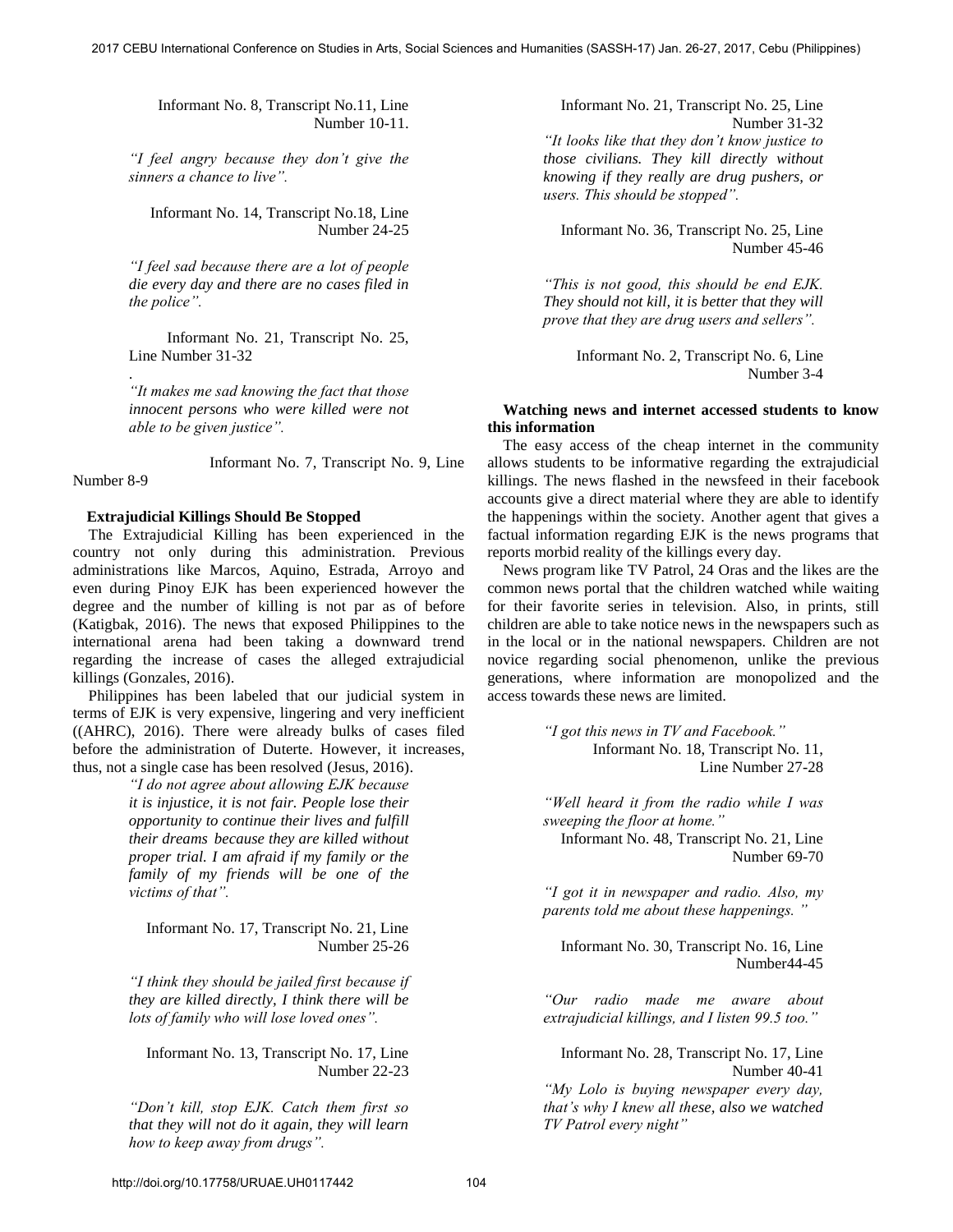Informant No. 8, Transcript No.11, Line Number 10-11.

*"I feel angry because they don't give the sinners a chance to live".*

Informant No. 14, Transcript No.18, Line Number 24-25

*"I feel sad because there are a lot of people die every day and there are no cases filed in the police".*

Informant No. 21, Transcript No. 25, Line Number 31-32

.

*"It makes me sad knowing the fact that those innocent persons who were killed were not able to be given justice".*

Informant No. 7, Transcript No. 9, Line Number 8-9

**Extrajudicial Killings Should Be Stopped**

The Extrajudicial Killing has been experienced in the country not only during this administration. Previous administrations like Marcos, Aquino, Estrada, Arroyo and even during Pinoy EJK has been experienced however the degree and the number of killing is not par as of before (Katigbak, 2016). The news that exposed Philippines to the international arena had been taking a downward trend regarding the increase of cases the alleged extrajudicial killings (Gonzales, 2016).

Philippines has been labeled that our judicial system in terms of EJK is very expensive, lingering and very inefficient ((AHRC), 2016). There were already bulks of cases filed before the administration of Duterte. However, it increases, thus, not a single case has been resolved (Jesus, 2016).

*"I do not agree about allowing EJK because it is injustice, it is not fair. People lose their opportunity to continue their lives and fulfill their dreams because they are killed without proper trial. I am afraid if my family or the family of my friends will be one of the victims of that".*

Informant No. 17, Transcript No. 21, Line Number 25-26

*"I think they should be jailed first because if they are killed directly, I think there will be lots of family who will lose loved ones".*

Informant No. 13, Transcript No. 17, Line Number 22-23

*"Don't kill, stop EJK. Catch them first so that they will not do it again, they will learn how to keep away from drugs".*

Informant No. 21, Transcript No. 25, Line Number 31-32

*"It looks like that they don't know justice to those civilians. They kill directly without knowing if they really are drug pushers, or users. This should be stopped".*

Informant No. 36, Transcript No. 25, Line Number 45-46

*"This is not good, this should be end EJK. They should not kill, it is better that they will prove that they are drug users and sellers".*

Informant No. 2, Transcript No. 6, Line Number 3-4

**Watching news and internet accessed students to know this information**

The easy access of the cheap internet in the community allows students to be informative regarding the extrajudicial killings. The news flashed in the newsfeed in their facebook accounts give a direct material where they are able to identify the happenings within the society. Another agent that gives a factual information regarding EJK is the news programs that reports morbid reality of the killings every day.

News program like TV Patrol, 24 Oras and the likes are the common news portal that the children watched while waiting for their favorite series in television. Also, in prints, still children are able to take notice news in the newspapers such as in the local or in the national newspapers. Children are not novice regarding social phenomenon, unlike the previous generations, where information are monopolized and the access towards these news are limited.

*"I got this news in TV and Facebook."*

Informant No. 18, Transcript No. 11, Line Number 27-28

*"Well heard it from the radio while I was sweeping the floor at home."*

Informant No. 48, Transcript No. 21, Line Number 69-70

*"I got it in newspaper and radio. Also, my parents told me about these happenings. "*

Informant No. 30, Transcript No. 16, Line Number44-45

*"Our radio made me aware about extrajudicial killings, and I listen 99.5 too."*

Informant No. 28, Transcript No. 17, Line Number 40-41

*"My Lolo is buying newspaper every day, that's why I knew all these, also we watched TV Patrol every night"*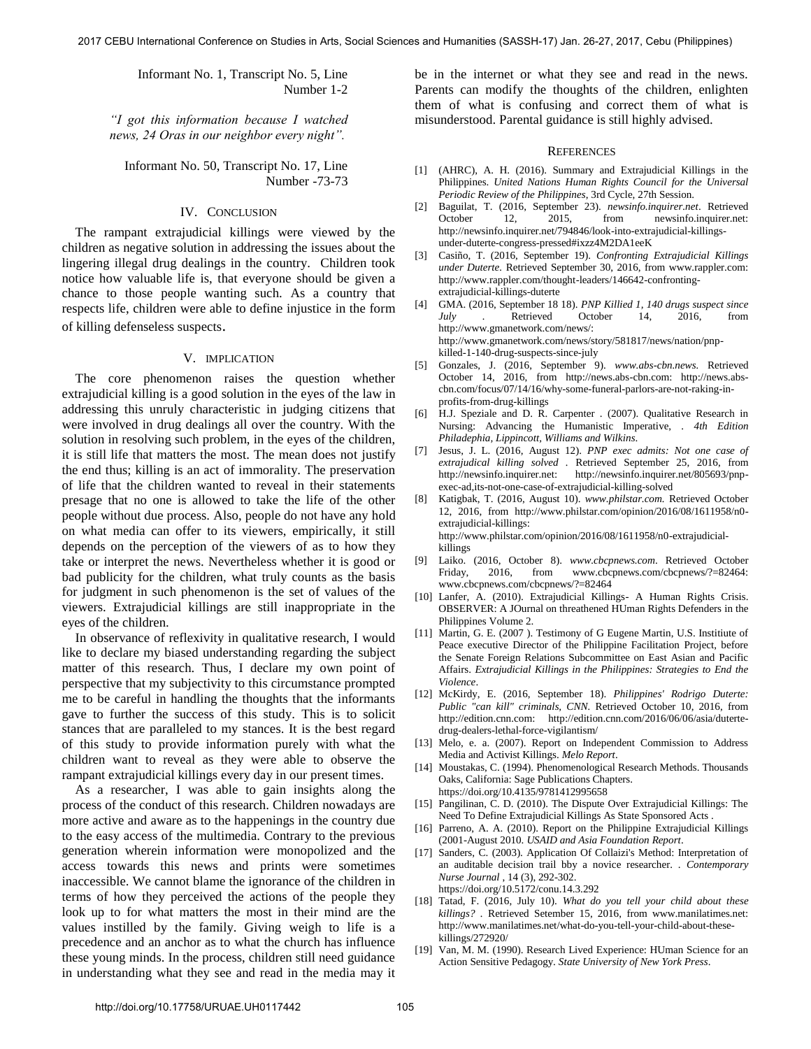Informant No. 1, Transcript No. 5, Line Number 1-2

*"I got this information because I watched news, 24 Oras in our neighbor every night".*

Informant No. 50, Transcript No. 17, Line Number -73-73

## IV. Conclusion

The rampant extrajudicial killings were viewed by the children as negative solution in addressing the issues about the lingering illegal drug dealings in the country. Children took notice how valuable life is, that everyone should be given a chance to those people wanting such. As a country that respects life, children were able to define injustice in the form of killing defenseless suspects.

## V. Implication

The core phenomenon raises the question whether extrajudicial killing is a good solution in the eyes of the law in addressing this unruly characteristic in judging citizens that were involved in drug dealings all over the country. With the solution in resolving such problem, in the eyes of the children, it is still life that matters the most. The mean does not justify the end thus; killing is an act of immorality. The preservation of life that the children wanted to reveal in their statements presage that no one is allowed to take the life of the other people without due process. Also, people do not have any hold on what media can offer to its viewers, empirically, it still depends on the perception of the viewers of as to how they take or interpret the news. Nevertheless whether it is good or bad publicity for the children, what truly counts as the basis for judgment in such phenomenon is the set of values of the viewers. Extrajudicial killings are still inappropriate in the eyes of the children.

In observance of reflexivity in qualitative research, I would like to declare my biased understanding regarding the subject matter of this research. Thus, I declare my own point of perspective that my subjectivity to this circumstance prompted me to be careful in handling the thoughts that the informants gave to further the success of this study. This is to solicit stances that are paralleled to my stances. It is the best regard of this study to provide information purely with what the children want to reveal as they were able to observe the rampant extrajudicial killings every day in our present times.

As a researcher, I was able to gain insights along the process of the conduct of this research. Children nowadays are more active and aware as to the happenings in the country due to the easy access of the multimedia. Contrary to the previous generation wherein information were monopolized and the access towards this news and prints were sometimes inaccessible. We cannot blame the ignorance of the children in terms of how they perceived the actions of the people they look up to for what matters the most in their mind are the values instilled by the family. Giving weigh to life is a precedence and an anchor as to what the church has influence these young minds. In the process, children still need guidance in understanding what they see and read in the media may it be in the internet or what they see and read in the news. Parents can modify the thoughts of the children, enlighten them of what is confusing and correct them of what is misunderstood. Parental guidance is still highly advised.

## References

[1] (AHRC), A. H. (2016). Summary and Extrajudicial Killings in the Philippines. *United Nations Human Rights Council for the Universal Periodic Review of the Philippines*, 3rd Cycle, 27th Session.

[2] Baguilat, T. (2016, September 23). *newsinfo.inquirer.net*. Retrieved October 12, 2015, from newsinfo.inquirer.net: http://newsinfo.inquirer.net/794846/look-into-extrajudicial-killings-under-duterte-congress-pressed#ixzz4M2DA1eeK

[3] Casiño, T. (2016, September 19). *Confronting Extrajudicial Killings under Duterte.* Retrieved September 30, 2016, from www.rappler.com: http://www.rappler.com/thought-leaders/146642-confronting-extrajudicial-killings-duterte

[4] GMA. (2016, September 18 18). *PNP Killied 1, 140 drugs suspect since July* . Retrieved October 14, 2016, from http://www.gmanetwork.com/news/: http://www.gmanetwork.com/news/story/581817/news/nation/pnp-killed-1-140-drug-suspects-since-july

[5] Gonzales, J. (2016, September 9). *www.abs-cbn.news.* Retrieved October 14, 2016, from http://news.abs-cbn.com: http://news.abs-cbn.com/focus/07/14/16/why-some-funeral-parlors-are-not-raking-in-profits-from-drug-killings

[6] H.J. Speziale and D. R. Carpenter . (2007). Qualitative Research in Nursing: Advancing the Humanistic Imperative, . *4th Edition Philadephia, Lippincott, Williams and Wilkins.*

[7] Jesus, J. L. (2016, August 12). *PNP exec admits: Not one case of extrajudical killing solved* . Retrieved September 25, 2016, from http://newsinfo.inquirer.net: http://newsinfo.inquirer.net/805693/pnp-exec-ad,its-not-one-case-of-extrajudicial-killing-solved

[8] Katigbak, T. (2016, August 10). *www.philstar.com.* Retrieved October 12, 2016, from http://www.philstar.com/opinion/2016/08/1611958/n0-extrajudicial-killings: http://www.philstar.com/opinion/2016/08/1611958/n0-extrajudicial-killings

[9] Laiko. (2016, October 8). *www.cbcpnews.com*. Retrieved October Friday, 2016, from www.cbcpnews.com/cbcpnews/?=82464: www.cbcpnews.com/cbcpnews/?=82464

[10] Lanfer, A. (2010). Extrajudicial Killings- A Human Rights Crisis. OBSERVER: A JOurnal on threathened HUman Rights Defenders in the Philippines Volume 2.

[11] Martin, G. E. (2007 ). Testimony of G Eugene Martin, U.S. Instiitute of Peace executive Director of the Philippine Facilitation Project, before the Senate Foreign Relations Subcommittee on East Asian and Pacific Affairs. *Extrajudicial Killings in the Philippines: Strategies to End the Violence*.

[12] McKirdy, E. (2016, September 18). *Philippines' Rodrigo Duterte: Public "can kill" criminals, CNN.* Retrieved October 10, 2016, from http://edition.cnn.com: http://edition.cnn.com/2016/06/06/asia/duterte-drug-dealers-lethal-force-vigilantism/

[13] Melo, e. a. (2007). Report on Independent Commission to Address Media and Activist Killings. *Melo Report*.

[14] Moustakas, C. (1994). Phenomenological Research Methods. Thousands Oaks, California: Sage Publications Chapters. https://doi.org/10.4135/9781412995658

[15] Pangilinan, C. D. (2010). The Dispute Over Extrajudicial Killings: The Need To Define Extrajudicial Killings As State Sponsored Acts .

[16] Parreno, A. A. (2010). Report on the Philippine Extrajudicial Killings (2001-August 2010. *USAID and Asia Foundation Report*.

[17] Sanders, C. (2003). Application Of Collaizi's Method: Interpretation of an auditable decision trail bby a novice researcher. . *Contemporary Nurse Journal* , 14 (3), 292-302. https://doi.org/10.5172/conu.14.3.292

[18] Tatad, F. (2016, July 10). *What do you tell your child about these killings?* . Retrieved Setember 15, 2016, from www.manilatimes.net: http://www.manilatimes.net/what-do-you-tell-your-child-about-these-killings/272920/

[19] Van, M. M. (1990). Research Lived Experience: HUman Science for an Action Sensitive Pedagogy. *State University of New York Press*.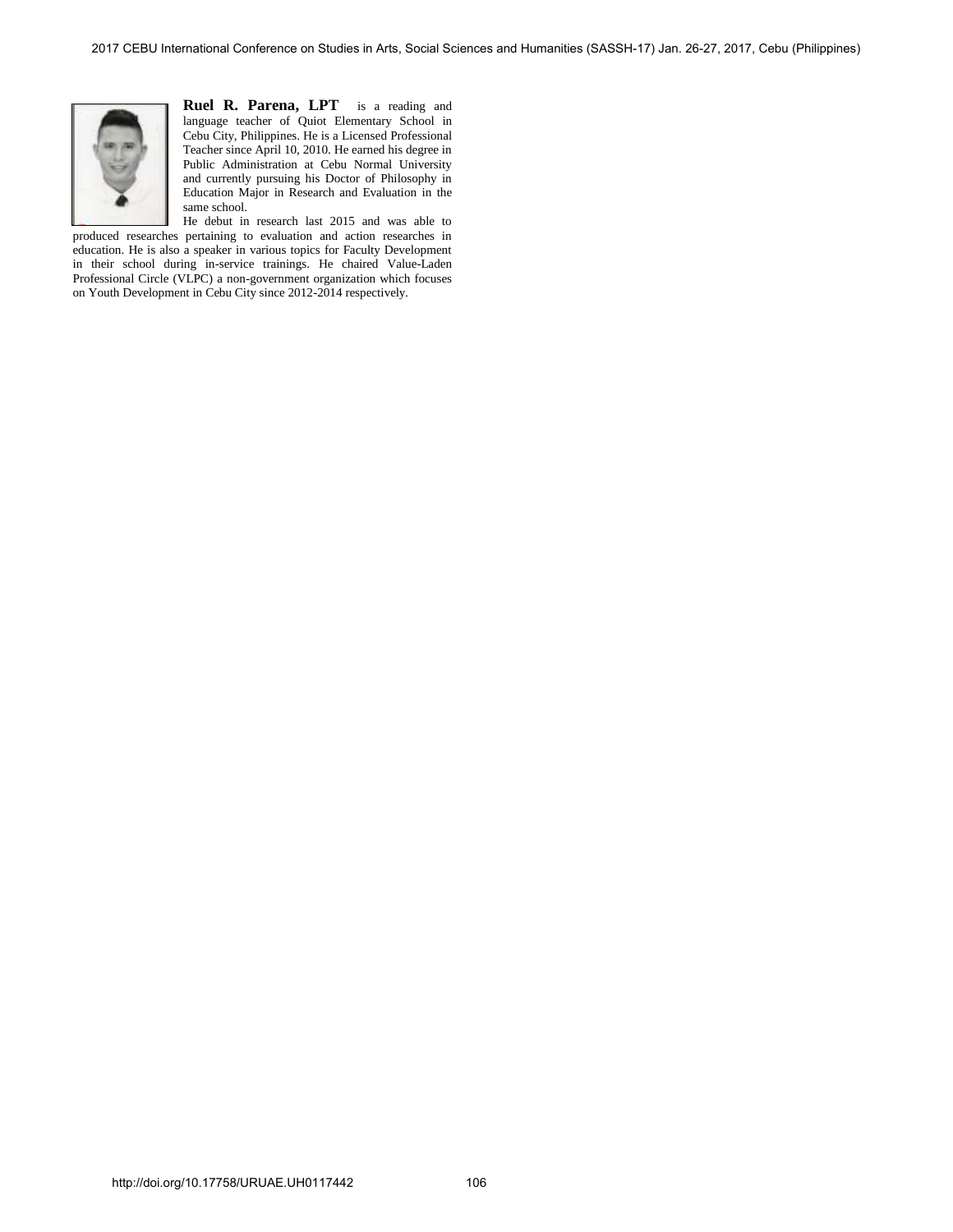**Ruel R. Parena, LPT** is a reading and language teacher of Quiot Elementary School in Cebu City, Philippines. He is a Licensed Professional Teacher since April 10, 2010. He earned his degree in Public Administration at Cebu Normal University and currently pursuing his Doctor of Philosophy in Education Major in Research and Evaluation in the same school.

He debut in research last 2015 and was able to produced researches pertaining to evaluation and action researches in education. He is also a speaker in various topics for Faculty Development in their school during in-service trainings. He chaired Value-Laden Professional Circle (VLPC) a non-government organization which focuses on Youth Development in Cebu City since 2012-2014 respectively.